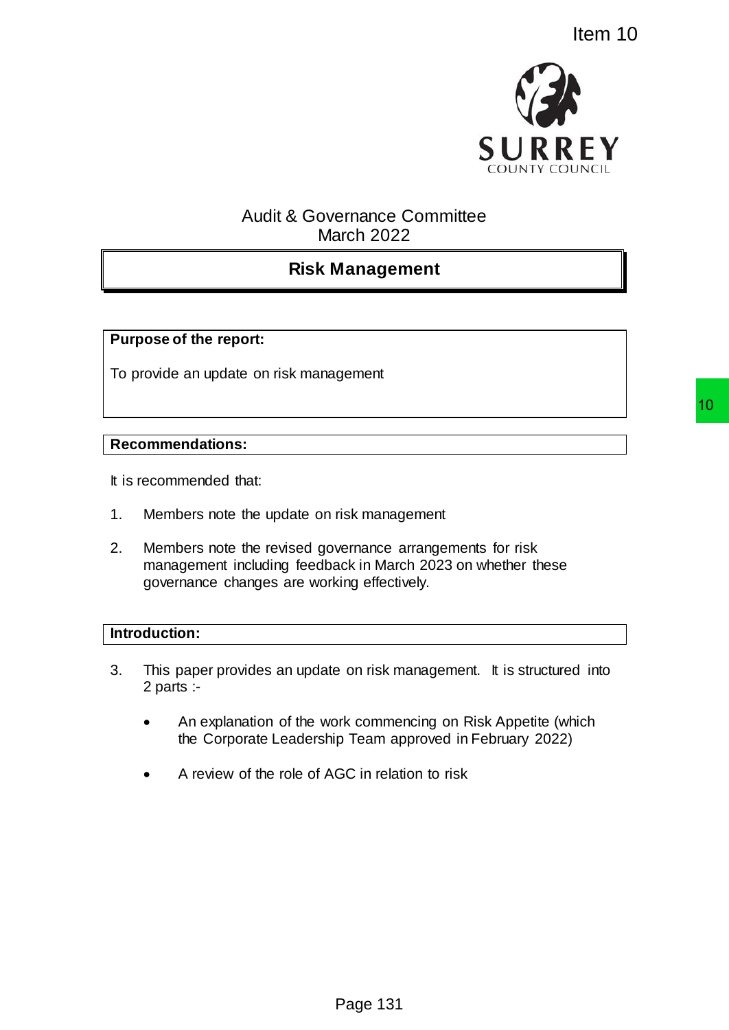Item 10

SURREY
COUNTY COUNCIL

Audit & Governance Committee
March 2022

# Risk Management

**Purpose of the report:**

To provide an update on risk management

**Recommendations:**

It is recommended that:

1. Members note the update on risk management

2. Members note the revised governance arrangements for risk management including feedback in March 2023 on whether these governance changes are working effectively.

**Introduction:**

3. This paper provides an update on risk management. It is structured into 2 parts :-

   - An explanation of the work commencing on Risk Appetite (which the Corporate Leadership Team approved in February 2022)

   - A review of the role of AGC in relation to risk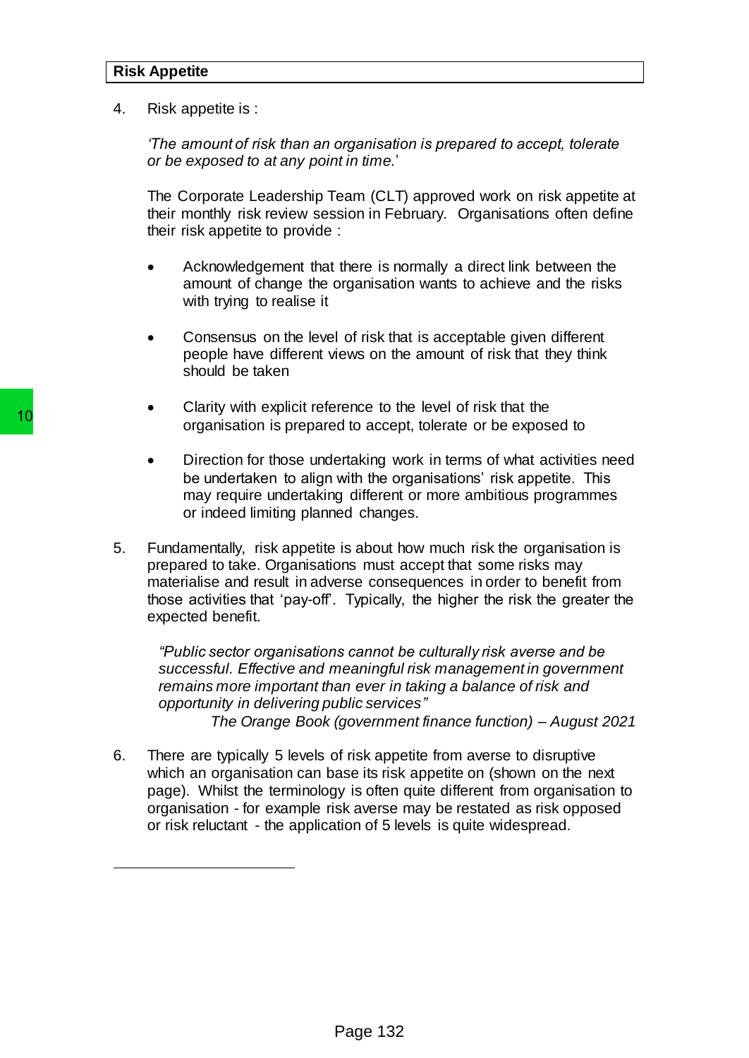## Risk Appetite

4. Risk appetite is :

   *'The amount of risk than an organisation is prepared to accept, tolerate or be exposed to at any point in time.'*

   The Corporate Leadership Team (CLT) approved work on risk appetite at their monthly risk review session in February. Organisations often define their risk appetite to provide :

   - Acknowledgement that there is normally a direct link between the amount of change the organisation wants to achieve and the risks with trying to realise it

   - Consensus on the level of risk that is acceptable given different people have different views on the amount of risk that they think should be taken

   - Clarity with explicit reference to the level of risk that the organisation is prepared to accept, tolerate or be exposed to

   - Direction for those undertaking work in terms of what activities need be undertaken to align with the organisations' risk appetite. This may require undertaking different or more ambitious programmes or indeed limiting planned changes.

5. Fundamentally, risk appetite is about how much risk the organisation is prepared to take. Organisations must accept that some risks may materialise and result in adverse consequences in order to benefit from those activities that 'pay-off'. Typically, the higher the risk the greater the expected benefit.

   > *"Public sector organisations cannot be culturally risk averse and be successful. Effective and meaningful risk management in government remains more important than ever in taking a balance of risk and opportunity in delivering public services"*
   >
   > *The Orange Book (government finance function) – August 2021*

6. There are typically 5 levels of risk appetite from averse to disruptive which an organisation can base its risk appetite on (shown on the next page). Whilst the terminology is often quite different from organisation to organisation - for example risk averse may be restated as risk opposed or risk reluctant - the application of 5 levels is quite widespread.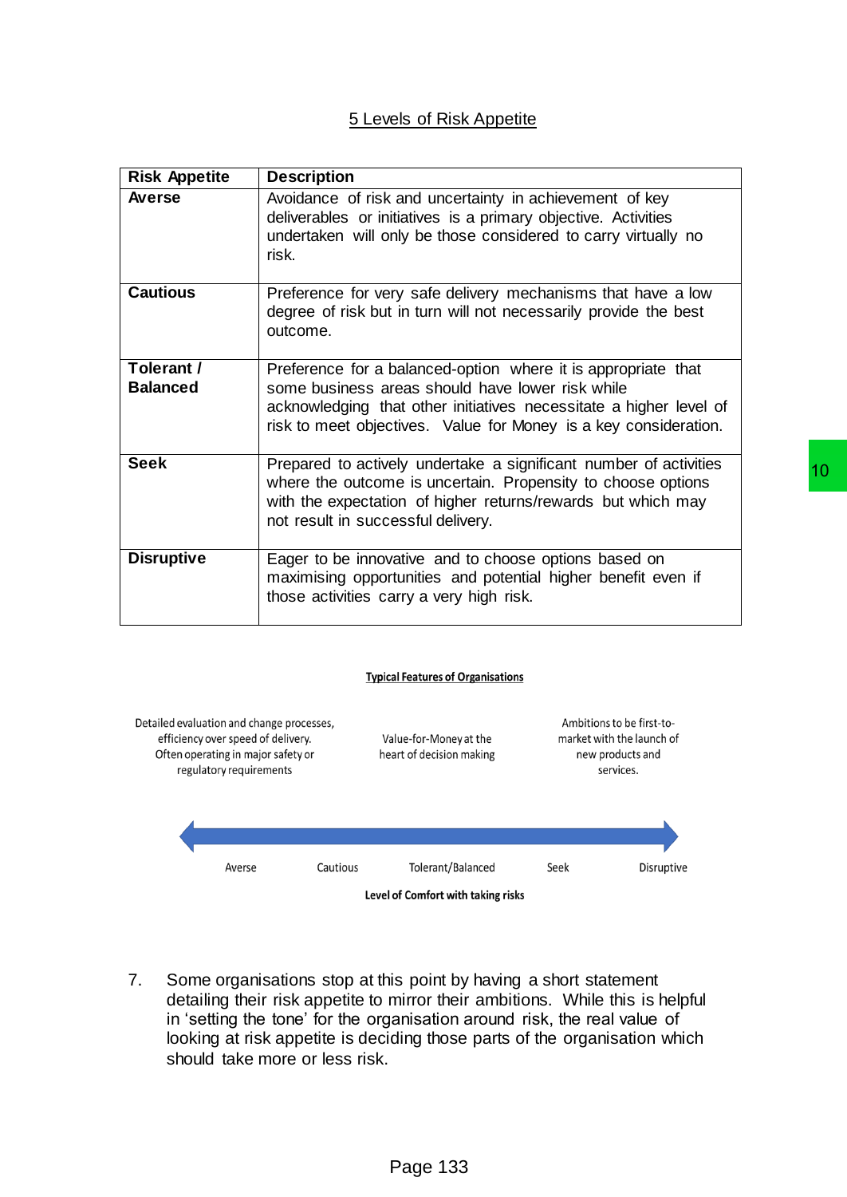## 5 Levels of Risk Appetite

| Risk Appetite | Description |
| --- | --- |
| **Averse** | Avoidance of risk and uncertainty in achievement of key deliverables or initiatives is a primary objective. Activities undertaken will only be those considered to carry virtually no risk. |
| **Cautious** | Preference for very safe delivery mechanisms that have a low degree of risk but in turn will not necessarily provide the best outcome. |
| **Tolerant / Balanced** | Preference for a balanced-option where it is appropriate that some business areas should have lower risk while acknowledging that other initiatives necessitate a higher level of risk to meet objectives. Value for Money is a key consideration. |
| **Seek** | Prepared to actively undertake a significant number of activities where the outcome is uncertain. Propensity to choose options with the expectation of higher returns/rewards but which may not result in successful delivery. |
| **Disruptive** | Eager to be innovative and to choose options based on maximising opportunities and potential higher benefit even if those activities carry a very high risk. |

**Typical Features of Organisations**

Detailed evaluation and change processes, efficiency over speed of delivery. Often operating in major safety or regulatory requirements

Value-for-Money at the heart of decision making

Ambitions to be first-to-market with the launch of new products and services.

Averse — Cautious — Tolerant/Balanced — Seek — Disruptive

**Level of Comfort with taking risks**

7. Some organisations stop at this point by having a short statement detailing their risk appetite to mirror their ambitions. While this is helpful in ‘setting the tone’ for the organisation around risk, the real value of looking at risk appetite is deciding those parts of the organisation which should take more or less risk.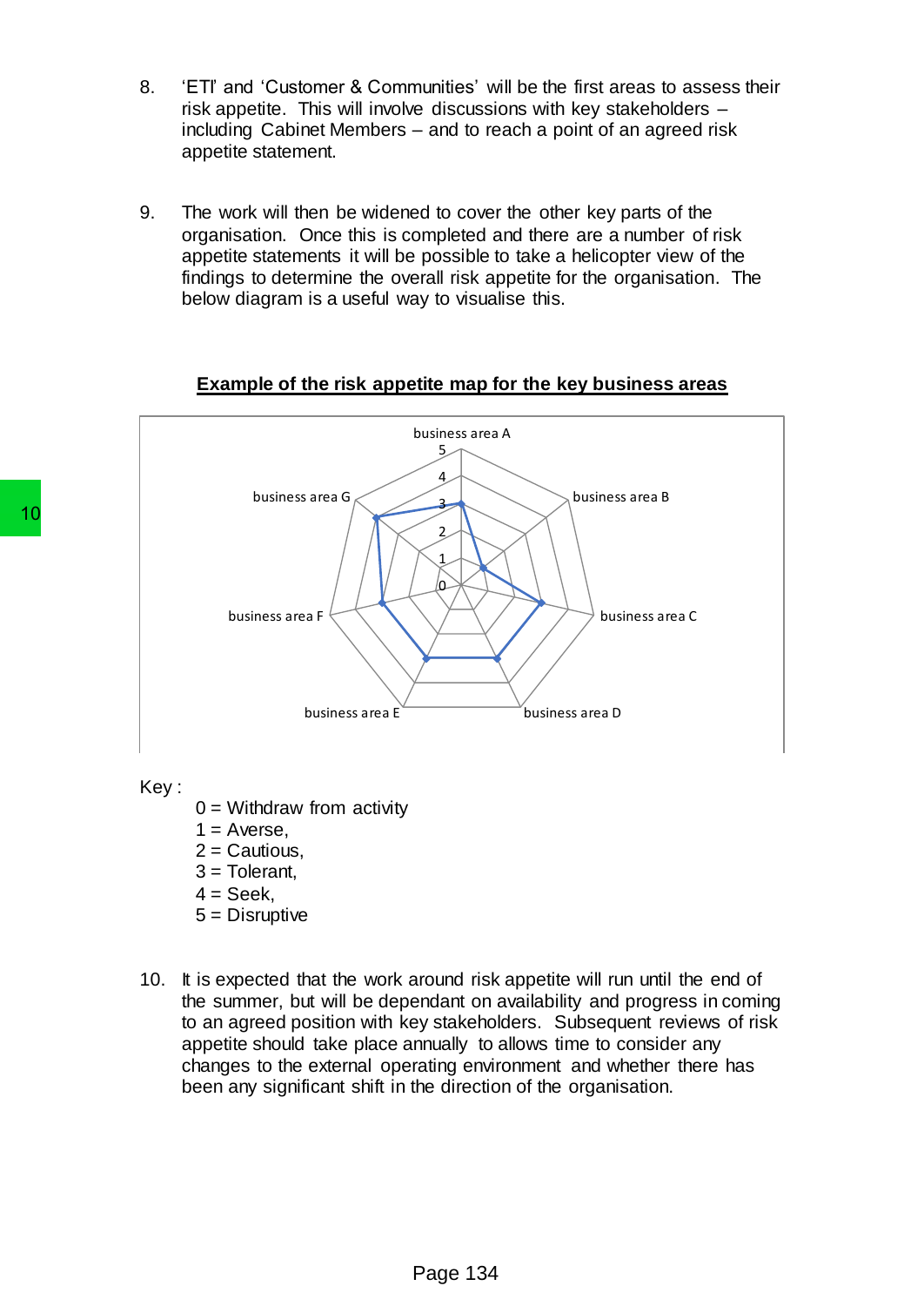8. 'ETI' and 'Customer & Communities' will be the first areas to assess their risk appetite. This will involve discussions with key stakeholders – including Cabinet Members – and to reach a point of an agreed risk appetite statement.

9. The work will then be widened to cover the other key parts of the organisation. Once this is completed and there are a number of risk appetite statements it will be possible to take a helicopter view of the findings to determine the overall risk appetite for the organisation. The below diagram is a useful way to visualise this.

**<u>Example of the risk appetite map for the key business areas</u>**

Key :

- 0 = Withdraw from activity
- 1 = Averse,
- 2 = Cautious,
- 3 = Tolerant,
- 4 = Seek,
- 5 = Disruptive

10. It is expected that the work around risk appetite will run until the end of the summer, but will be dependant on availability and progress in coming to an agreed position with key stakeholders. Subsequent reviews of risk appetite should take place annually to allows time to consider any changes to the external operating environment and whether there has been any significant shift in the direction of the organisation.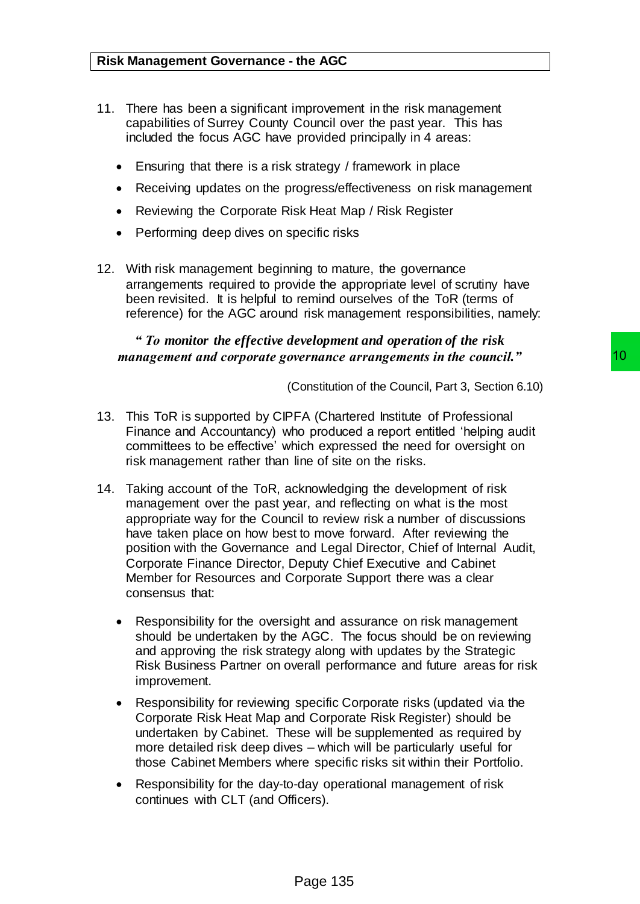**Risk Management Governance - the AGC**

11. There has been a significant improvement in the risk management capabilities of Surrey County Council over the past year. This has included the focus AGC have provided principally in 4 areas:

    - Ensuring that there is a risk strategy / framework in place
    - Receiving updates on the progress/effectiveness on risk management
    - Reviewing the Corporate Risk Heat Map / Risk Register
    - Performing deep dives on specific risks

12. With risk management beginning to mature, the governance arrangements required to provide the appropriate level of scrutiny have been revisited. It is helpful to remind ourselves of the ToR (terms of reference) for the AGC around risk management responsibilities, namely:

***" To monitor the effective development and operation of the risk management and corporate governance arrangements in the council."***

(Constitution of the Council, Part 3, Section 6.10)

13. This ToR is supported by CIPFA (Chartered Institute of Professional Finance and Accountancy) who produced a report entitled 'helping audit committees to be effective' which expressed the need for oversight on risk management rather than line of site on the risks.

14. Taking account of the ToR, acknowledging the development of risk management over the past year, and reflecting on what is the most appropriate way for the Council to review risk a number of discussions have taken place on how best to move forward. After reviewing the position with the Governance and Legal Director, Chief of Internal Audit, Corporate Finance Director, Deputy Chief Executive and Cabinet Member for Resources and Corporate Support there was a clear consensus that:

    - Responsibility for the oversight and assurance on risk management should be undertaken by the AGC. The focus should be on reviewing and approving the risk strategy along with updates by the Strategic Risk Business Partner on overall performance and future areas for risk improvement.
    - Responsibility for reviewing specific Corporate risks (updated via the Corporate Risk Heat Map and Corporate Risk Register) should be undertaken by Cabinet. These will be supplemented as required by more detailed risk deep dives – which will be particularly useful for those Cabinet Members where specific risks sit within their Portfolio.
    - Responsibility for the day-to-day operational management of risk continues with CLT (and Officers).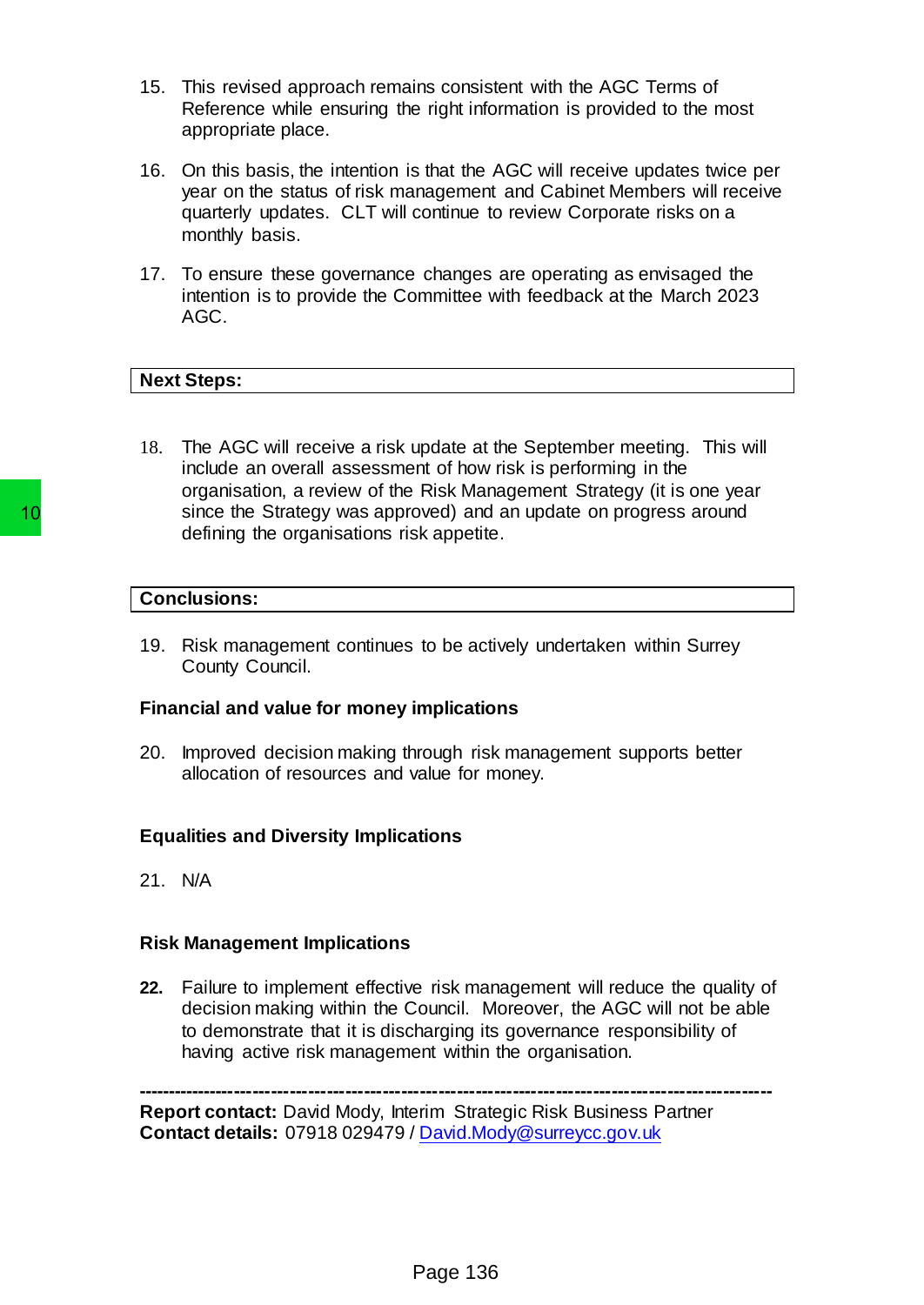15. This revised approach remains consistent with the AGC Terms of Reference while ensuring the right information is provided to the most appropriate place.

16. On this basis, the intention is that the AGC will receive updates twice per year on the status of risk management and Cabinet Members will receive quarterly updates. CLT will continue to review Corporate risks on a monthly basis.

17. To ensure these governance changes are operating as envisaged the intention is to provide the Committee with feedback at the March 2023 AGC.

## Next Steps:

18. The AGC will receive a risk update at the September meeting. This will include an overall assessment of how risk is performing in the organisation, a review of the Risk Management Strategy (it is one year since the Strategy was approved) and an update on progress around defining the organisations risk appetite.

## Conclusions:

19. Risk management continues to be actively undertaken within Surrey County Council.

### Financial and value for money implications

20. Improved decision making through risk management supports better allocation of resources and value for money.

### Equalities and Diversity Implications

21. N/A

### Risk Management Implications

**22.** Failure to implement effective risk management will reduce the quality of decision making within the Council. Moreover, the AGC will not be able to demonstrate that it is discharging its governance responsibility of having active risk management within the organisation.

---

**Report contact:** David Mody, Interim Strategic Risk Business Partner
**Contact details:** 07918 029479 / David.Mody@surreycc.gov.uk